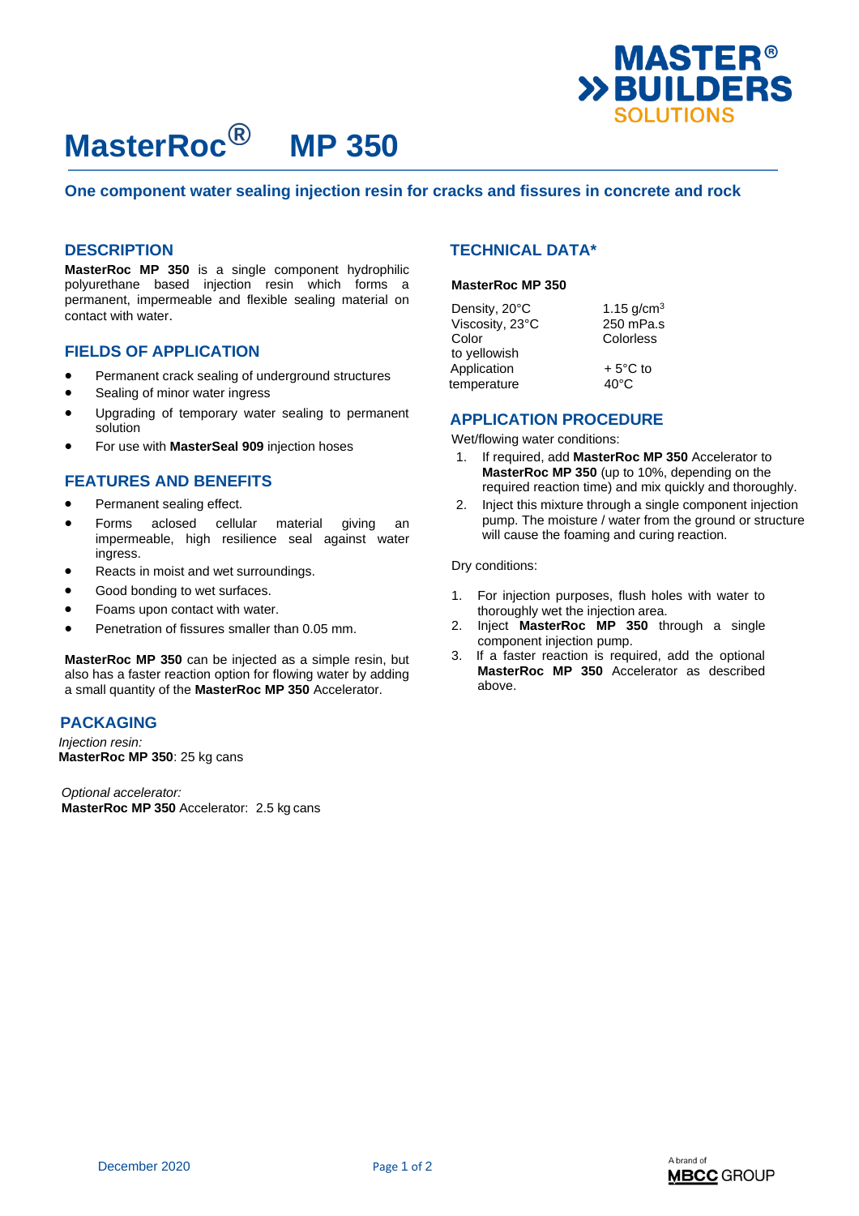# MasterRoc® MP 350

**One component water sealing injection resin for cracks and fissures in concrete and rock**

## DESCRIPTION

**MasterRoc MP 350** is a single component hydrophilic polyurethane based injection resin which forms a permanent, impermeable and flexible sealing material on contact with water.

## FIELDS OF APPLICATION

- Permanent crack sealing of underground structures
- Sealing of minor water ingress
- Upgrading of temporary water sealing to permanent solution
- For use with **MasterSeal 909** injection hoses

## FEATURES AND BENEFITS

- Permanent sealing effect.
- Forms aclosed cellular material giving an impermeable, high resilience seal against water ingress.
- Reacts in moist and wet surroundings.
- Good bonding to wet surfaces.
- Foams upon contact with water.
- Penetration of fissures smaller than 0.05 mm.

**MasterRoc MP 350** can be injected as a simple resin, but also has a faster reaction option for flowing water by adding a small quantity of the **MasterRoc MP 350** Accelerator.

## PACKAGING

*Injection resin:*
**MasterRoc MP 350**: 25 kg cans

*Optional accelerator:*
**MasterRoc MP 350** Accelerator: 2.5 kg cans

## TECHNICAL DATA*

**MasterRoc MP 350**

| | |
|---|---|
| Density, 20°C | 1.15 g/cm³ |
| Viscosity, 23°C | 250 mPa.s |
| Color | Colorless to yellowish |
| Application temperature | + 5°C to 40°C |

## APPLICATION PROCEDURE

Wet/flowing water conditions:

1. If required, add **MasterRoc MP 350** Accelerator to **MasterRoc MP 350** (up to 10%, depending on the required reaction time) and mix quickly and thoroughly.
2. Inject this mixture through a single component injection pump. The moisture / water from the ground or structure will cause the foaming and curing reaction.

Dry conditions:

1. For injection purposes, flush holes with water to thoroughly wet the injection area.
2. Inject **MasterRoc MP 350** through a single component injection pump.
3. If a faster reaction is required, add the optional **MasterRoc MP 350** Accelerator as described above.

December 2020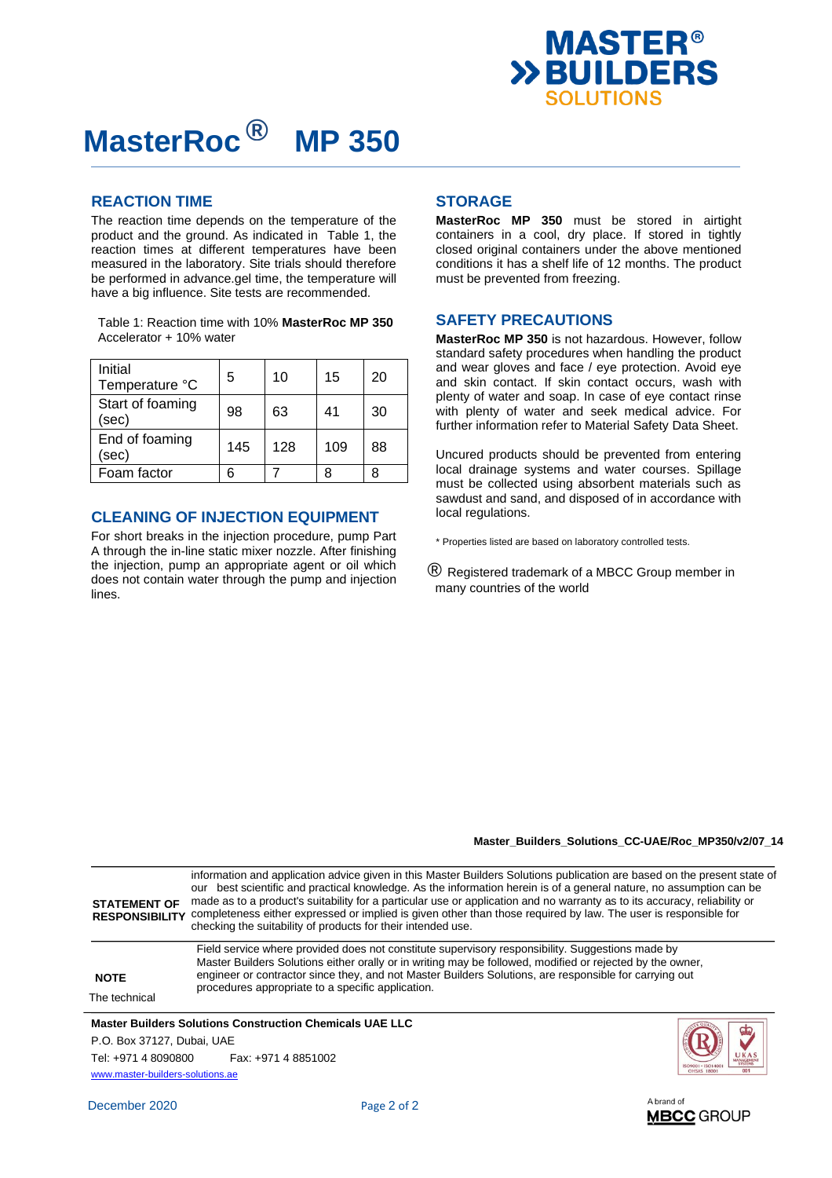# MasterRoc® MP 350

## REACTION TIME

The reaction time depends on the temperature of the product and the ground. As indicated in Table 1, the reaction times at different temperatures have been measured in the laboratory. Site trials should therefore be performed in advance.gel time, the temperature will have a big influence. Site tests are recommended.

Table 1: Reaction time with 10% **MasterRoc MP 350** Accelerator + 10% water

| | | | | |
|---|---|---|---|---|
| Initial Temperature °C | 5 | 10 | 15 | 20 |
| Start of foaming (sec) | 98 | 63 | 41 | 30 |
| End of foaming (sec) | 145 | 128 | 109 | 88 |
| Foam factor | 6 | 7 | 8 | 8 |

## CLEANING OF INJECTION EQUIPMENT

For short breaks in the injection procedure, pump Part A through the in-line static mixer nozzle. After finishing the injection, pump an appropriate agent or oil which does not contain water through the pump and injection lines.

## STORAGE

**MasterRoc MP 350** must be stored in airtight containers in a cool, dry place. If stored in tightly closed original containers under the above mentioned conditions it has a shelf life of 12 months. The product must be prevented from freezing.

## SAFETY PRECAUTIONS

**MasterRoc MP 350** is not hazardous. However, follow standard safety procedures when handling the product and wear gloves and face / eye protection. Avoid eye and skin contact. If skin contact occurs, wash with plenty of water and soap. In case of eye contact rinse with plenty of water and seek medical advice. For further information refer to Material Safety Data Sheet.

Uncured products should be prevented from entering local drainage systems and water courses. Spillage must be collected using absorbent materials such as sawdust and sand, and disposed of in accordance with local regulations.

* Properties listed are based on laboratory controlled tests.

® Registered trademark of a MBCC Group member in many countries of the world

**Master_Builders_Solutions_CC-UAE/Roc_MP350/v2/07_14**

**STATEMENT OF RESPONSIBILITY** The technical information and application advice given in this Master Builders Solutions publication are based on the present state of our best scientific and practical knowledge. As the information herein is of a general nature, no assumption can be made as to a product's suitability for a particular use or application and no warranty as to its accuracy, reliability or completeness either expressed or implied is given other than those required by law. The user is responsible for checking the suitability of products for their intended use.

**NOTE** Field service where provided does not constitute supervisory responsibility. Suggestions made by Master Builders Solutions either orally or in writing may be followed, modified or rejected by the owner, engineer or contractor since they, and not Master Builders Solutions, are responsible for carrying out procedures appropriate to a specific application.

**Master Builders Solutions Construction Chemicals UAE LLC**
P.O. Box 37127, Dubai, UAE
Tel: +971 4 8090800 Fax: +971 4 8851002
www.master-builders-solutions.ae

December 2020

A brand of MBCC GROUP